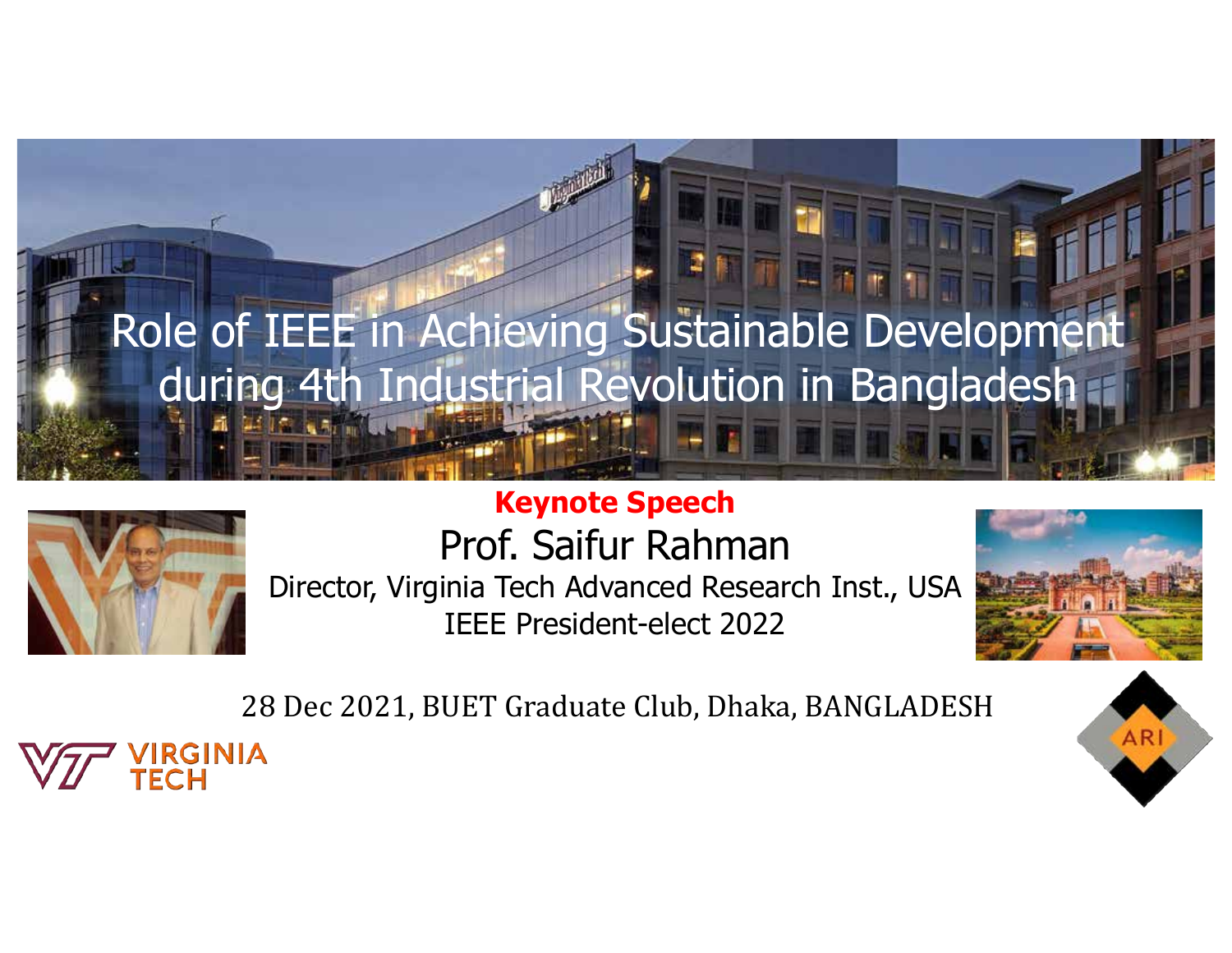# Role of IEEE in Achieving Sustainable Development during 4th Industrial Revolution in Bangladesh

**Keynote Speech**

Prof. Saifur Rahman

Director, Virginia Tech Advanced Research Inst., USA

IEEE President-elect 2022

28 Dec 2021, BUET Graduate Club, Dhaka, BANGLADESH

VIRGINIA TECH

ARI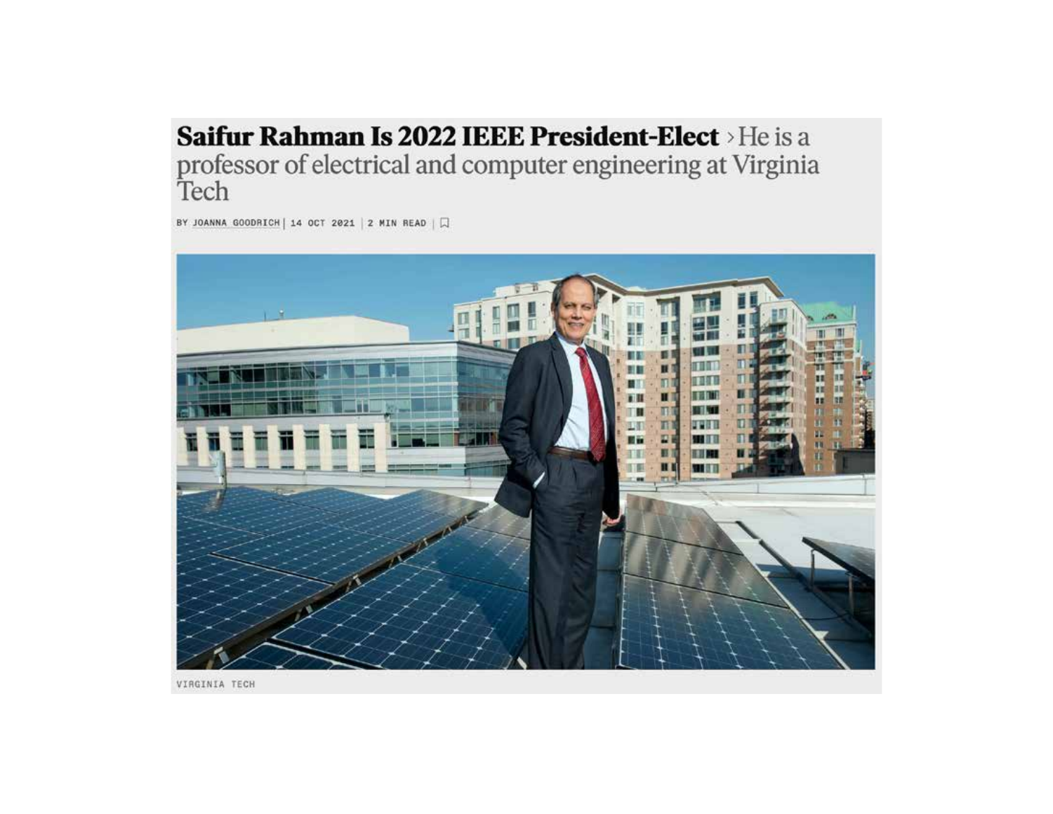# Saifur Rahman Is 2022 IEEE President-Elect › He is a professor of electrical and computer engineering at Virginia Tech

BY JOANNA GOODRICH | 14 OCT 2021 | 2 MIN READ

VIRGINIA TECH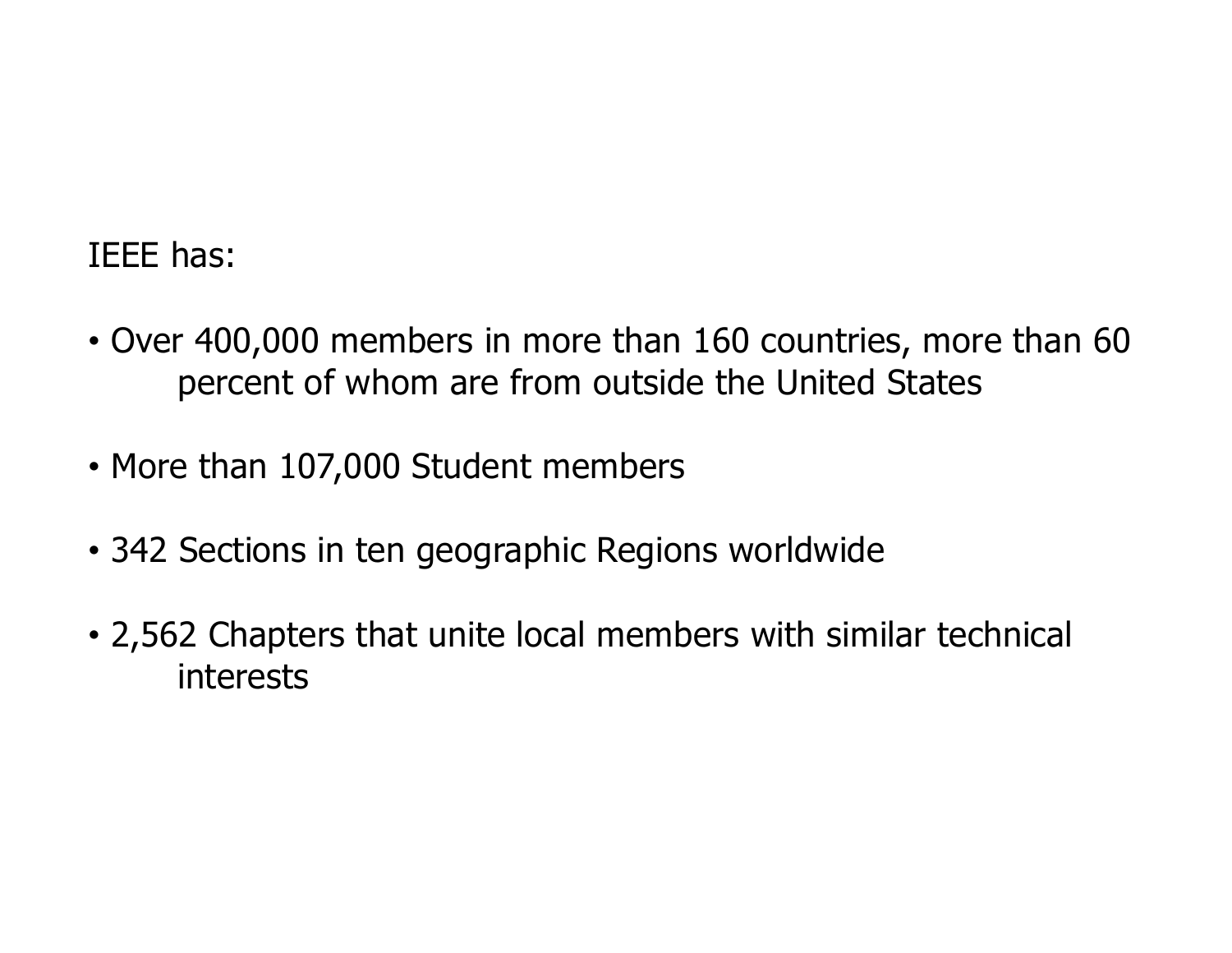IEEE has:

- Over 400,000 members in more than 160 countries, more than 60 percent of whom are from outside the United States
- More than 107,000 Student members
- 342 Sections in ten geographic Regions worldwide
- 2,562 Chapters that unite local members with similar technical interests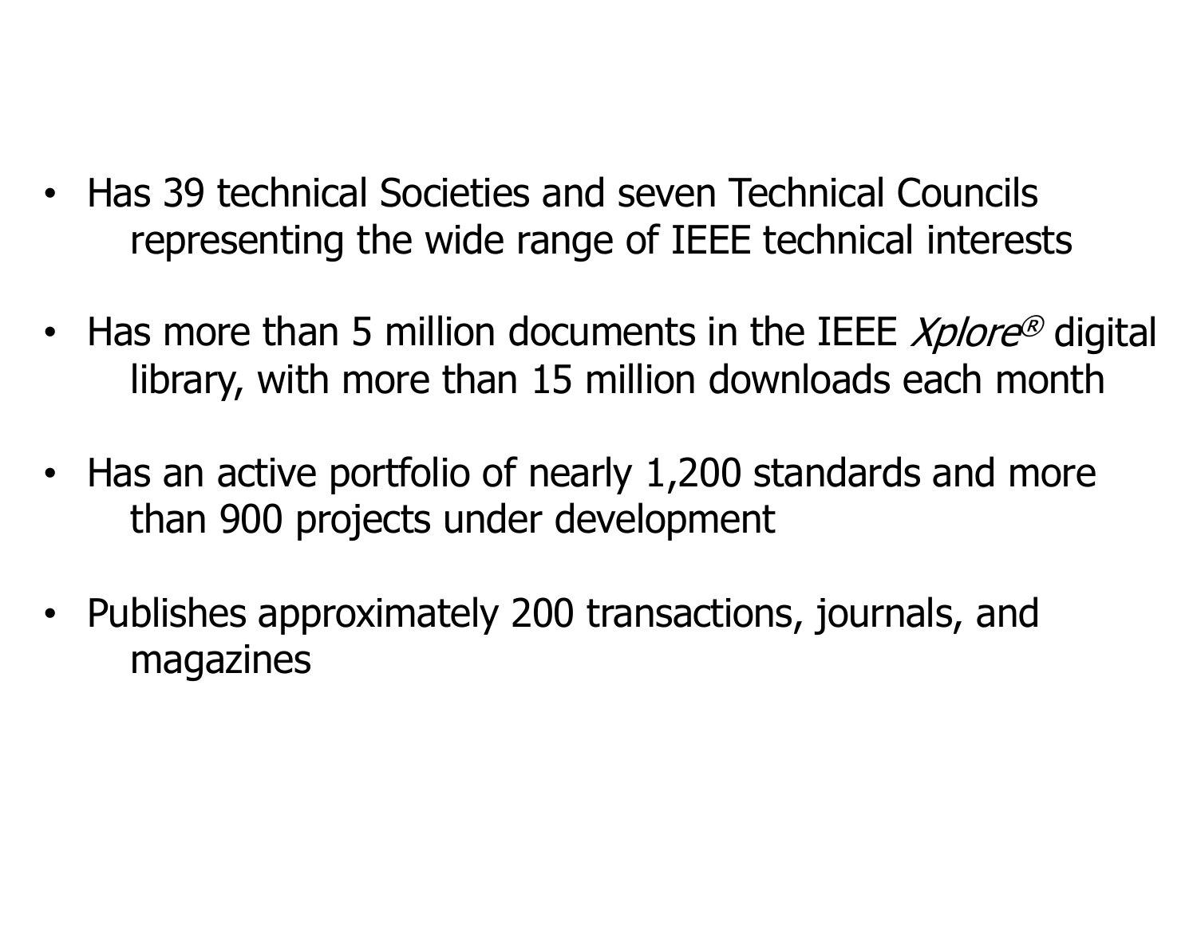- Has 39 technical Societies and seven Technical Councils representing the wide range of IEEE technical interests

- Has more than 5 million documents in the IEEE *Xplore*® digital library, with more than 15 million downloads each month

- Has an active portfolio of nearly 1,200 standards and more than 900 projects under development

- Publishes approximately 200 transactions, journals, and magazines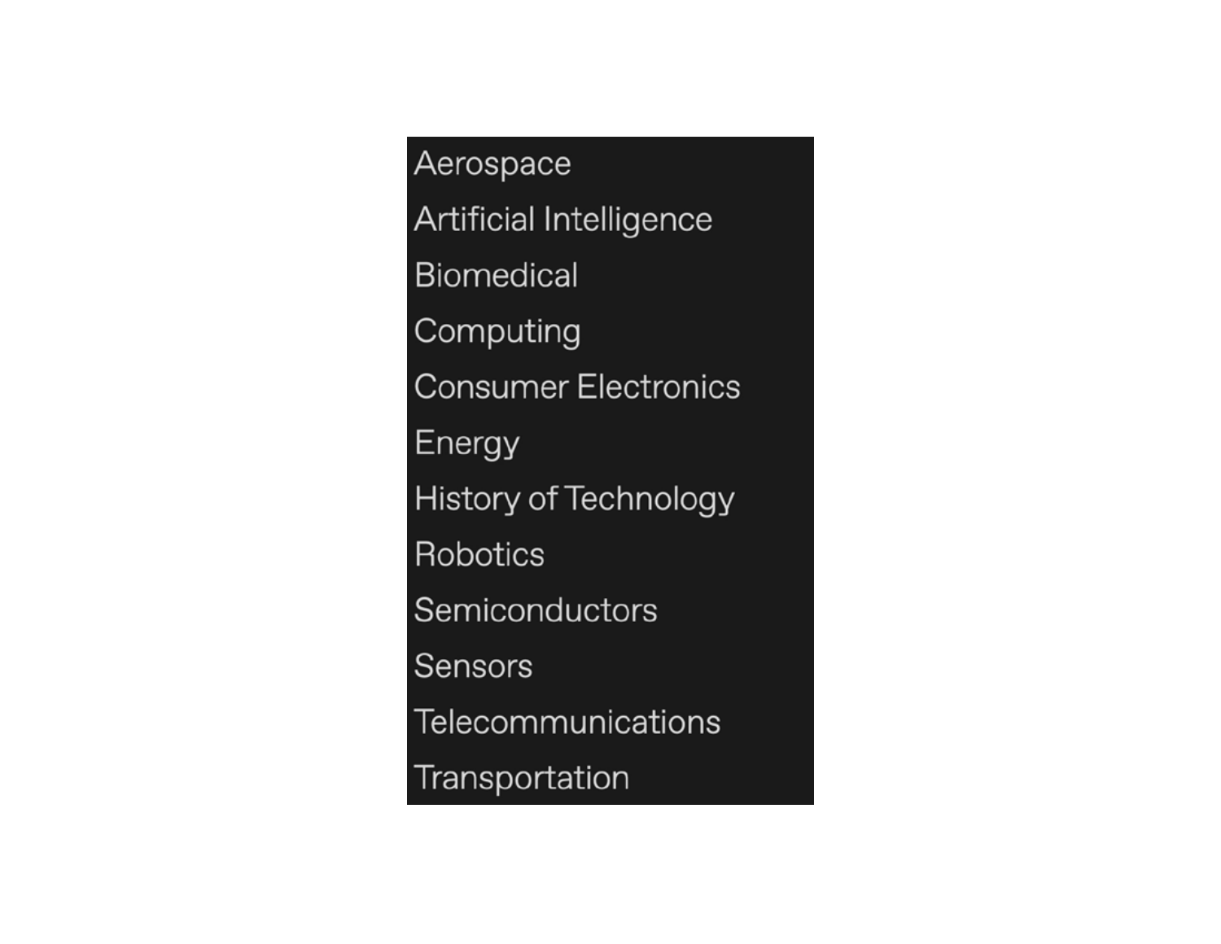Aerospace

Artificial Intelligence

Biomedical

Computing

Consumer Electronics

Energy

History of Technology

Robotics

Semiconductors

Sensors

Telecommunications

Transportation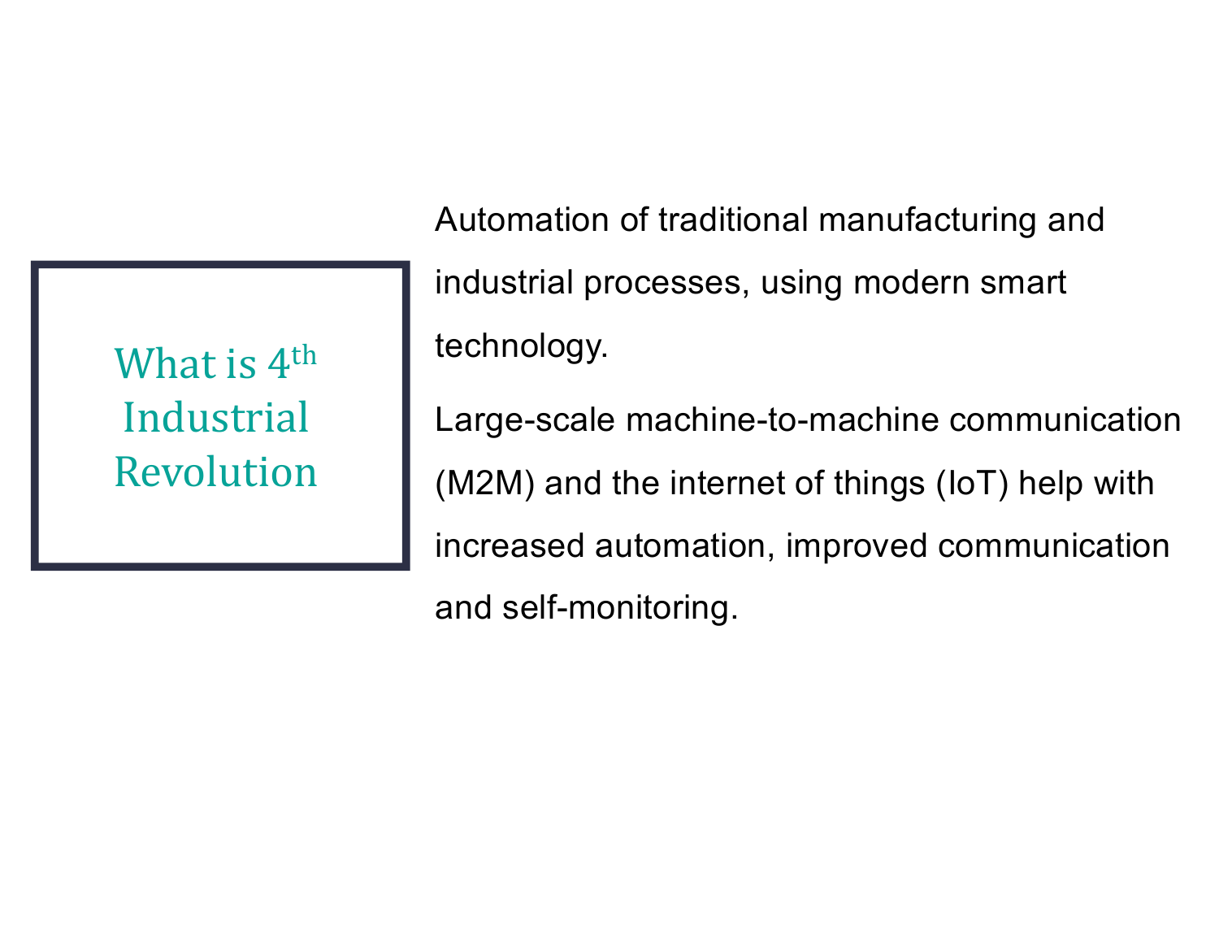## What is 4th Industrial Revolution

Automation of traditional manufacturing and industrial processes, using modern smart technology.

Large-scale machine-to-machine communication (M2M) and the internet of things (IoT) help with increased automation, improved communication and self-monitoring.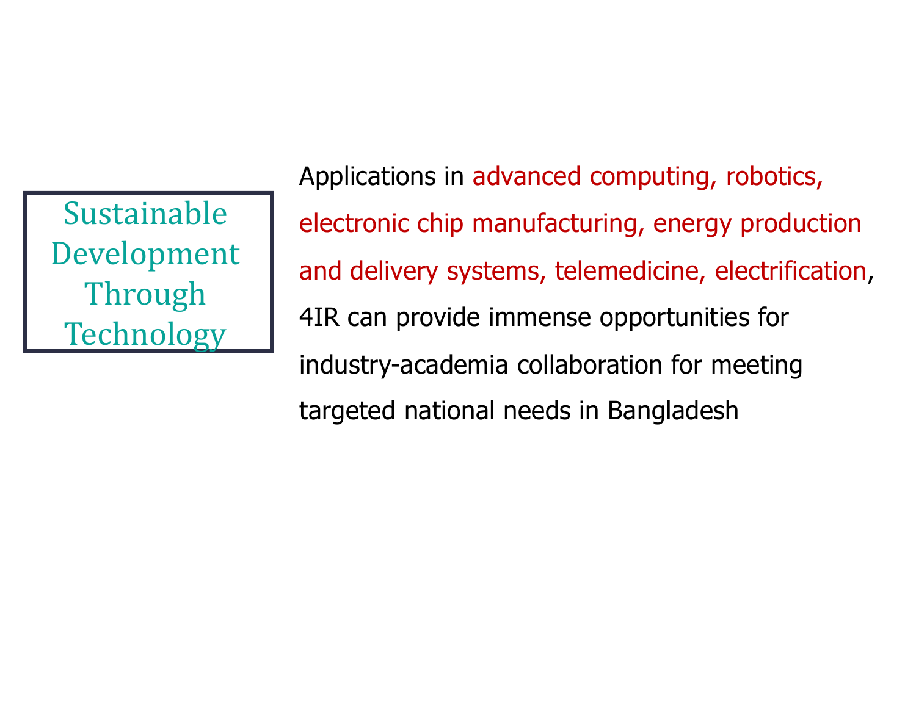**Sustainable Development Through Technology**

Applications in advanced computing, robotics, electronic chip manufacturing, energy production and delivery systems, telemedicine, electrification, 4IR can provide immense opportunities for industry-academia collaboration for meeting targeted national needs in Bangladesh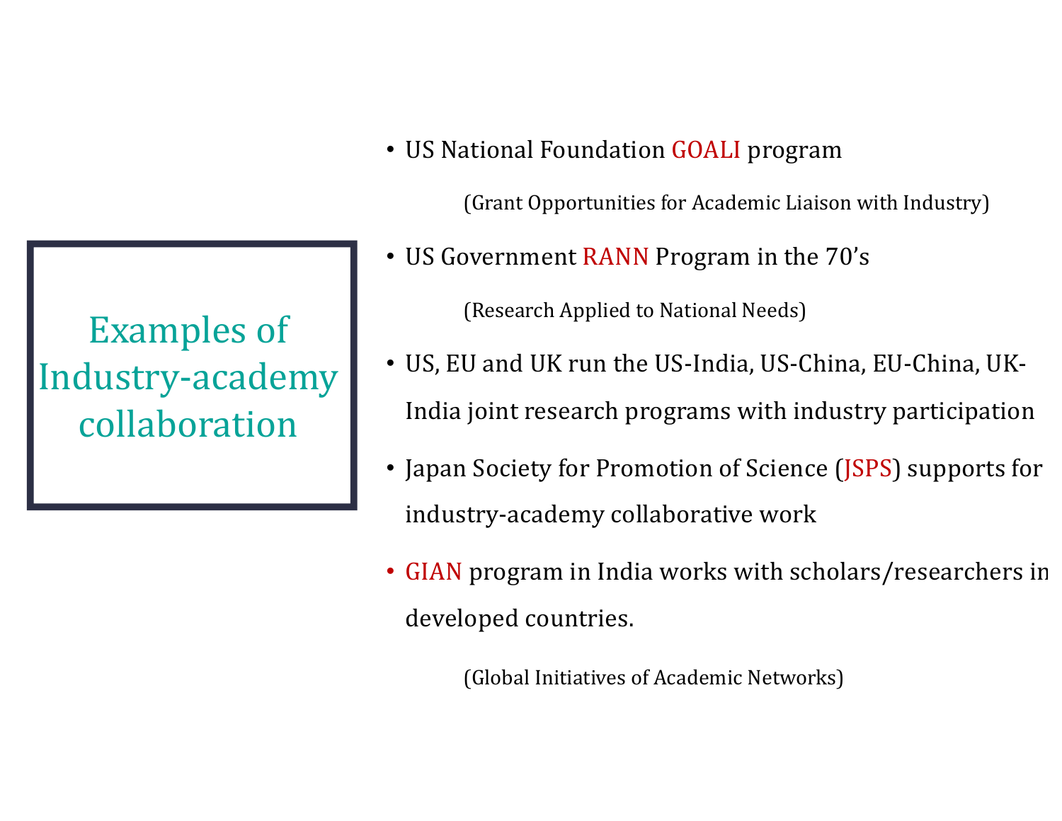# Examples of Industry-academy collaboration

- US National Foundation GOALI program

  (Grant Opportunities for Academic Liaison with Industry)

- US Government RANN Program in the 70's

  (Research Applied to National Needs)

- US, EU and UK run the US-India, US-China, EU-China, UK-India joint research programs with industry participation
- Japan Society for Promotion of Science (JSPS) supports for industry-academy collaborative work
- GIAN program in India works with scholars/researchers in developed countries.

  (Global Initiatives of Academic Networks)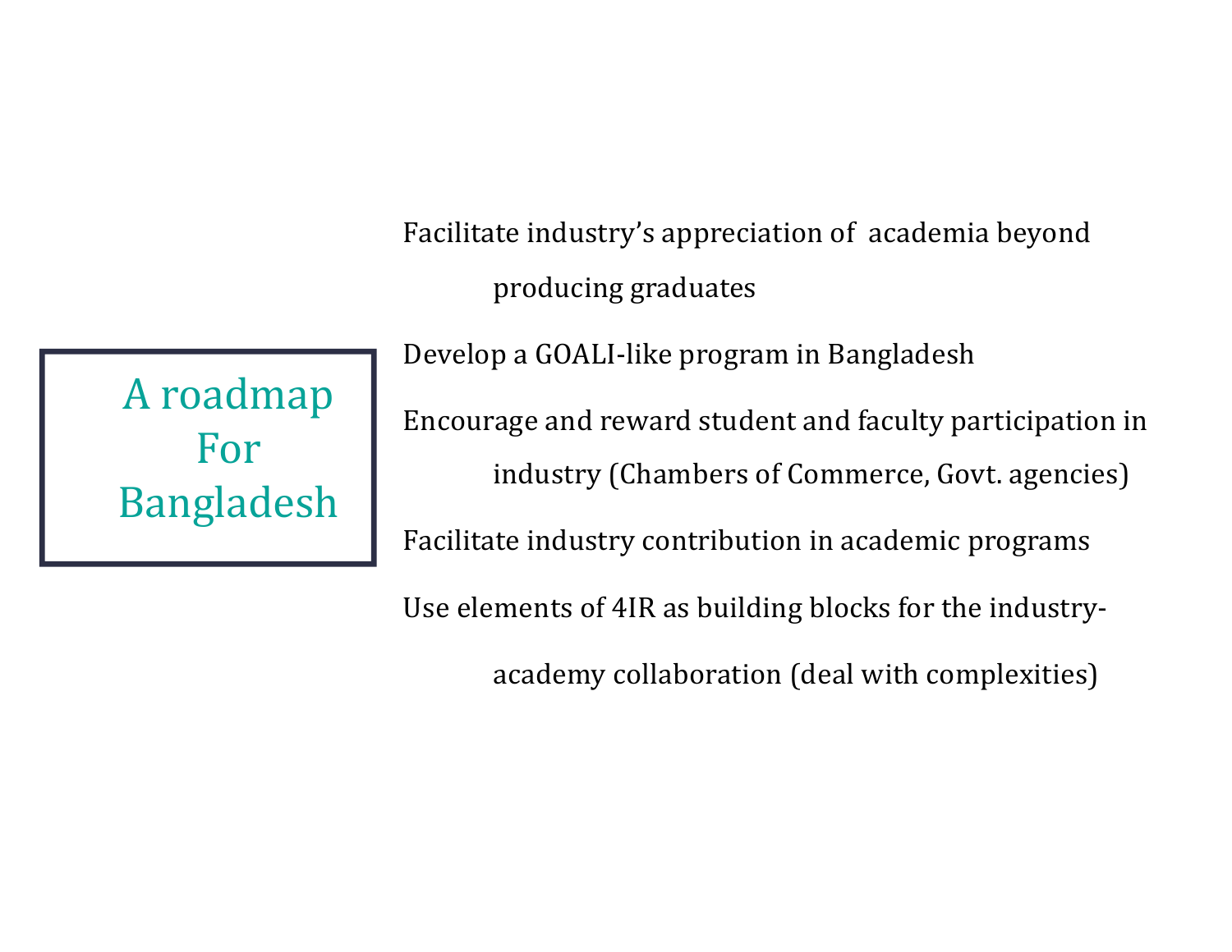# A roadmap For Bangladesh

- Facilitate industry's appreciation of academia beyond producing graduates
- Develop a GOALI-like program in Bangladesh
- Encourage and reward student and faculty participation in industry (Chambers of Commerce, Govt. agencies)
- Facilitate industry contribution in academic programs
- Use elements of 4IR as building blocks for the industry-academy collaboration (deal with complexities)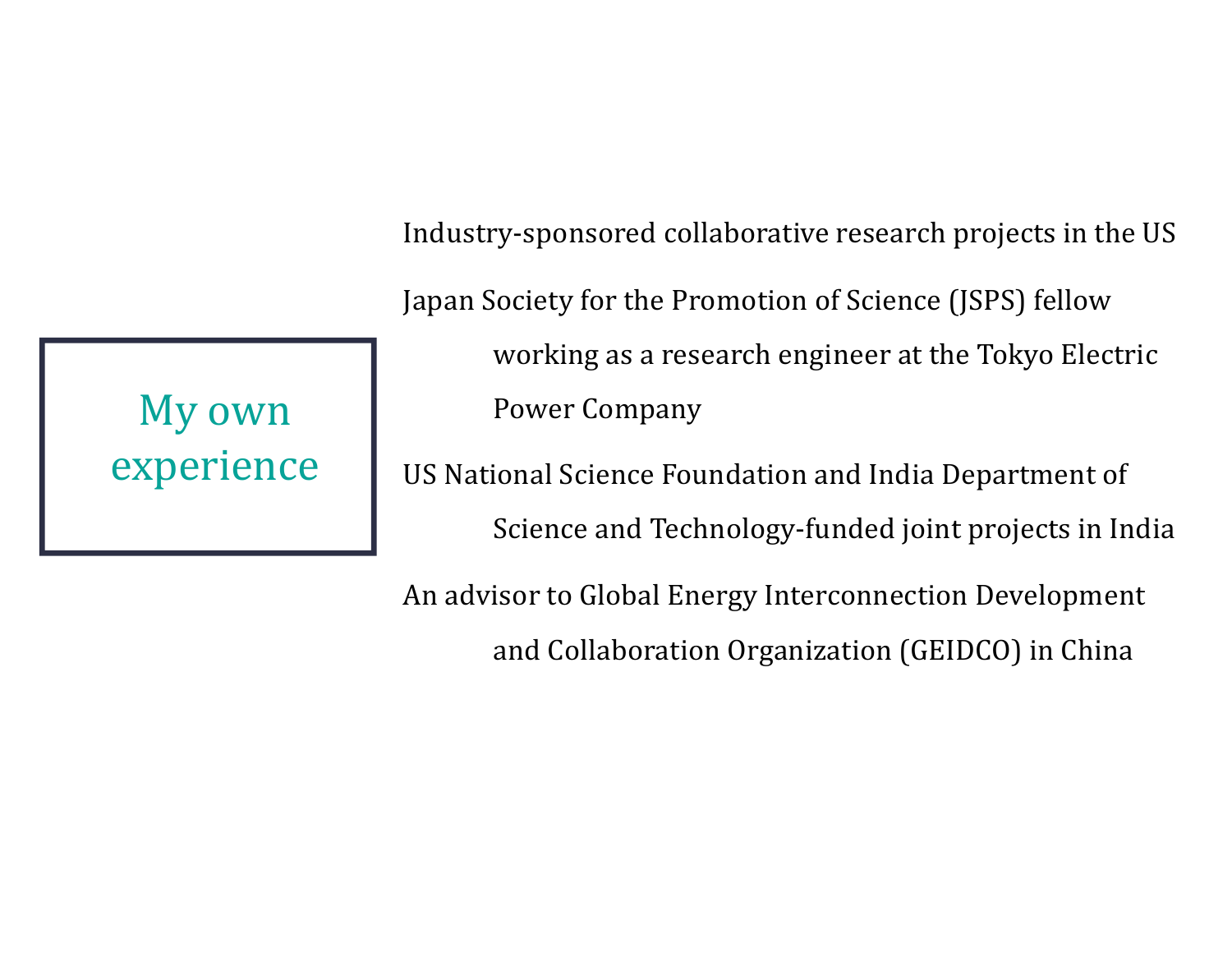## My own experience

- Industry-sponsored collaborative research projects in the US
- Japan Society for the Promotion of Science (JSPS) fellow working as a research engineer at the Tokyo Electric Power Company
- US National Science Foundation and India Department of Science and Technology-funded joint projects in India
- An advisor to Global Energy Interconnection Development and Collaboration Organization (GEIDCO) in China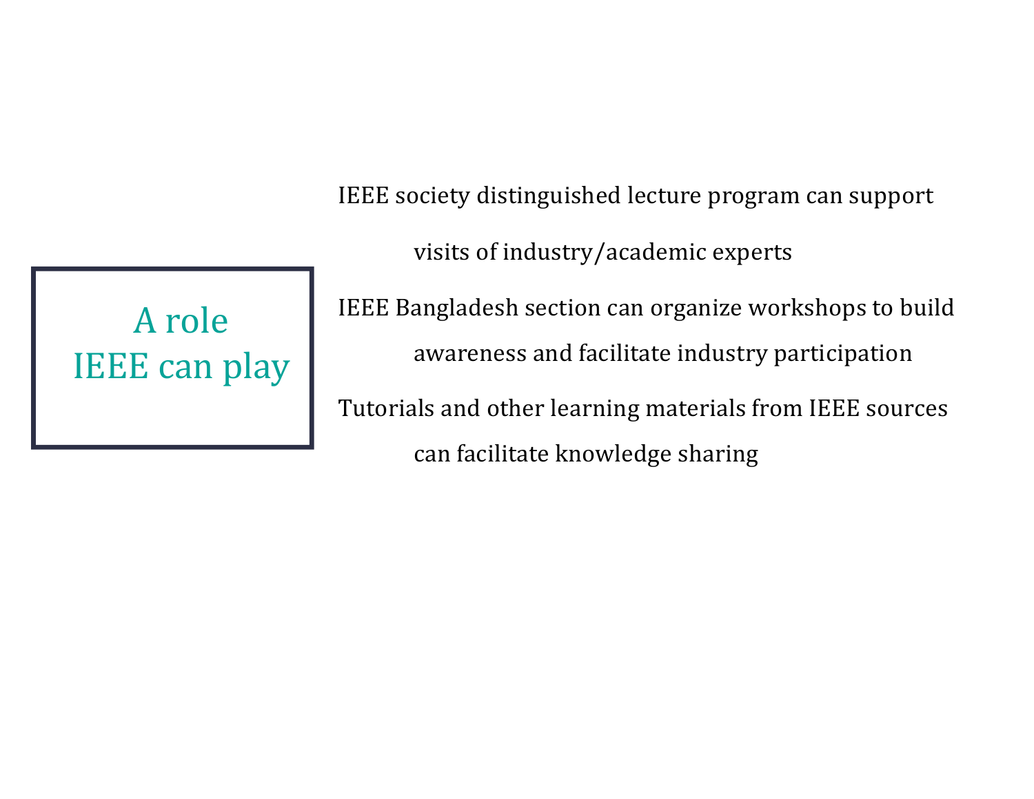## A role IEEE can play

- IEEE society distinguished lecture program can support visits of industry/academic experts
- IEEE Bangladesh section can organize workshops to build awareness and facilitate industry participation
- Tutorials and other learning materials from IEEE sources can facilitate knowledge sharing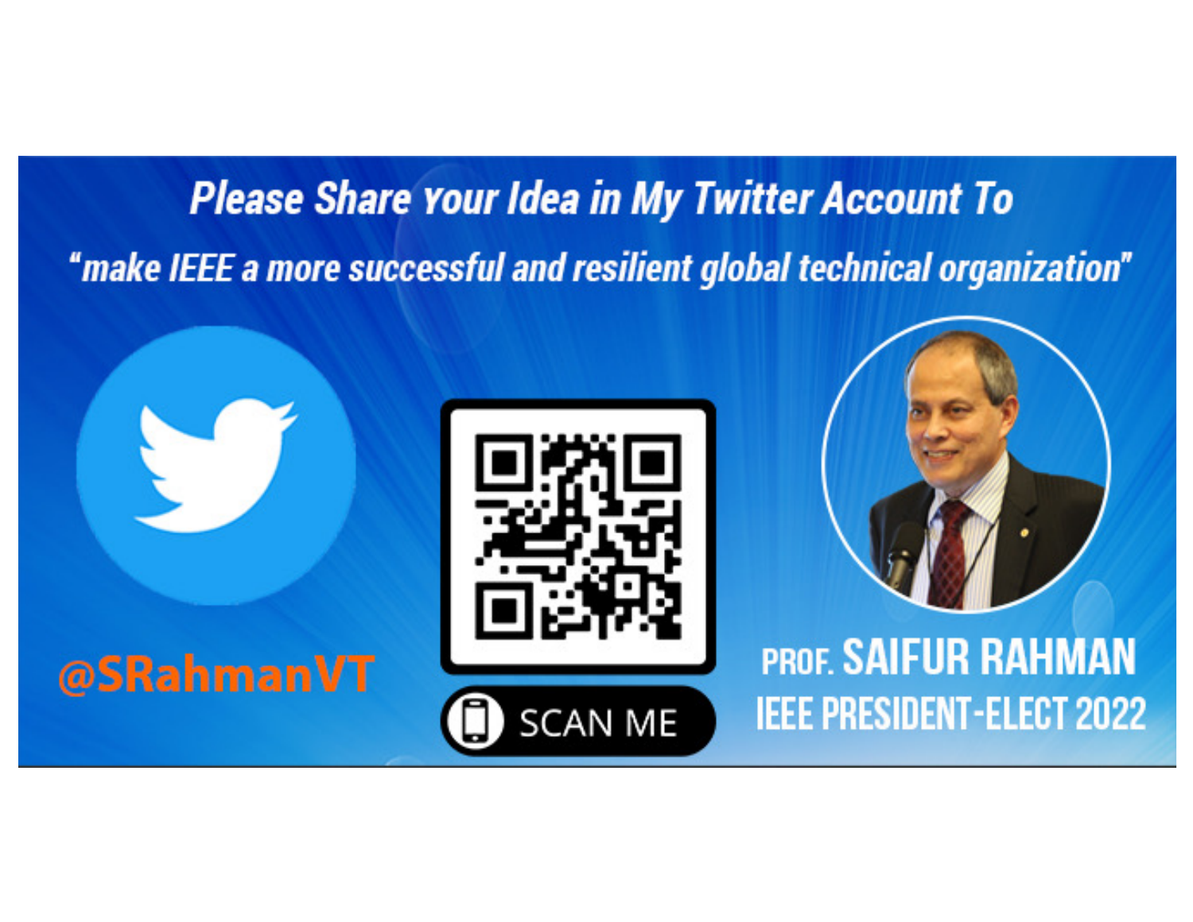## Please Share Your Idea in My Twitter Account To

*"make IEEE a more successful and resilient global technical organization"*

**@SRahmanVT**

SCAN ME

**PROF. SAIFUR RAHMAN**

**IEEE PRESIDENT-ELECT 2022**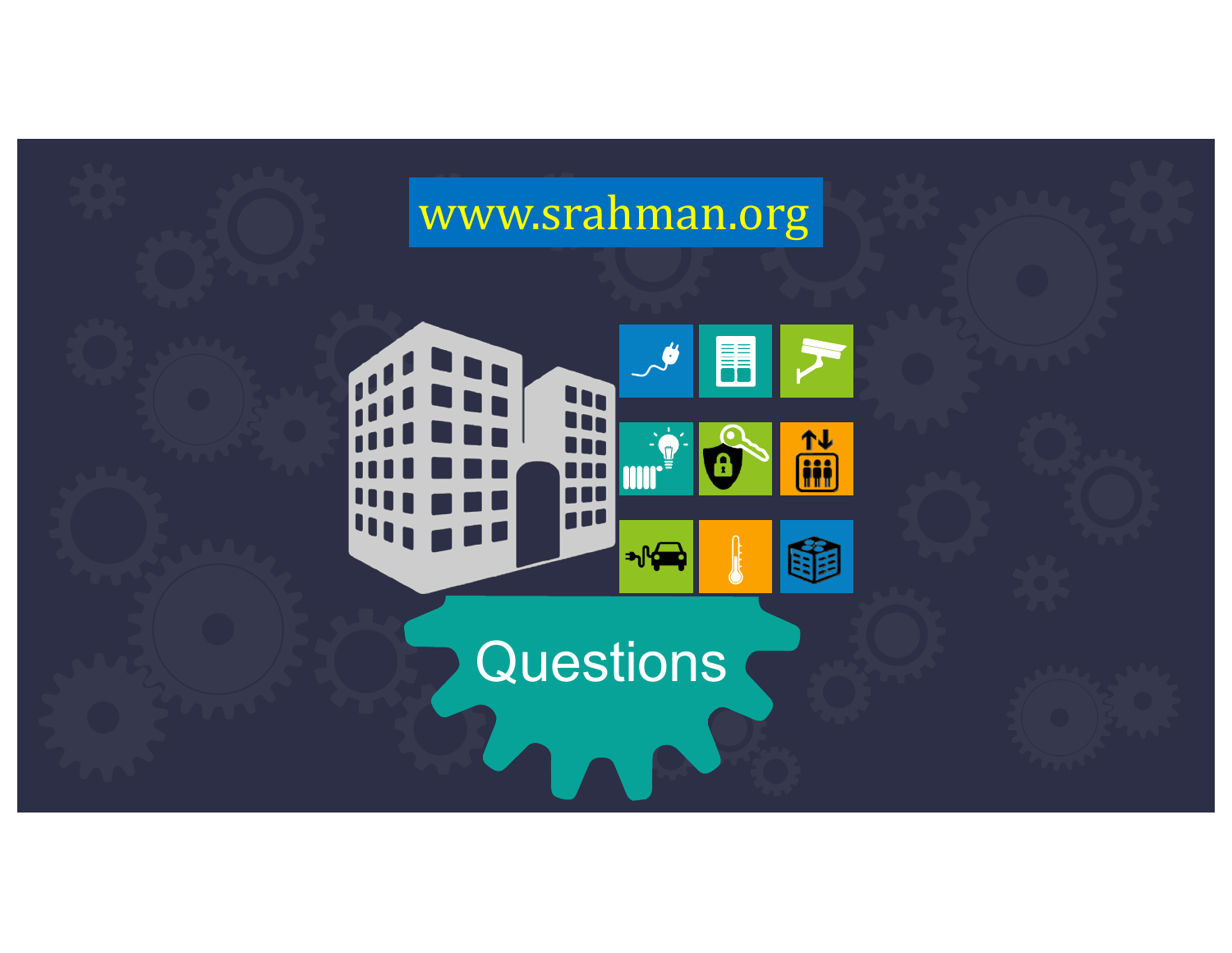www.srahman.org

Questions